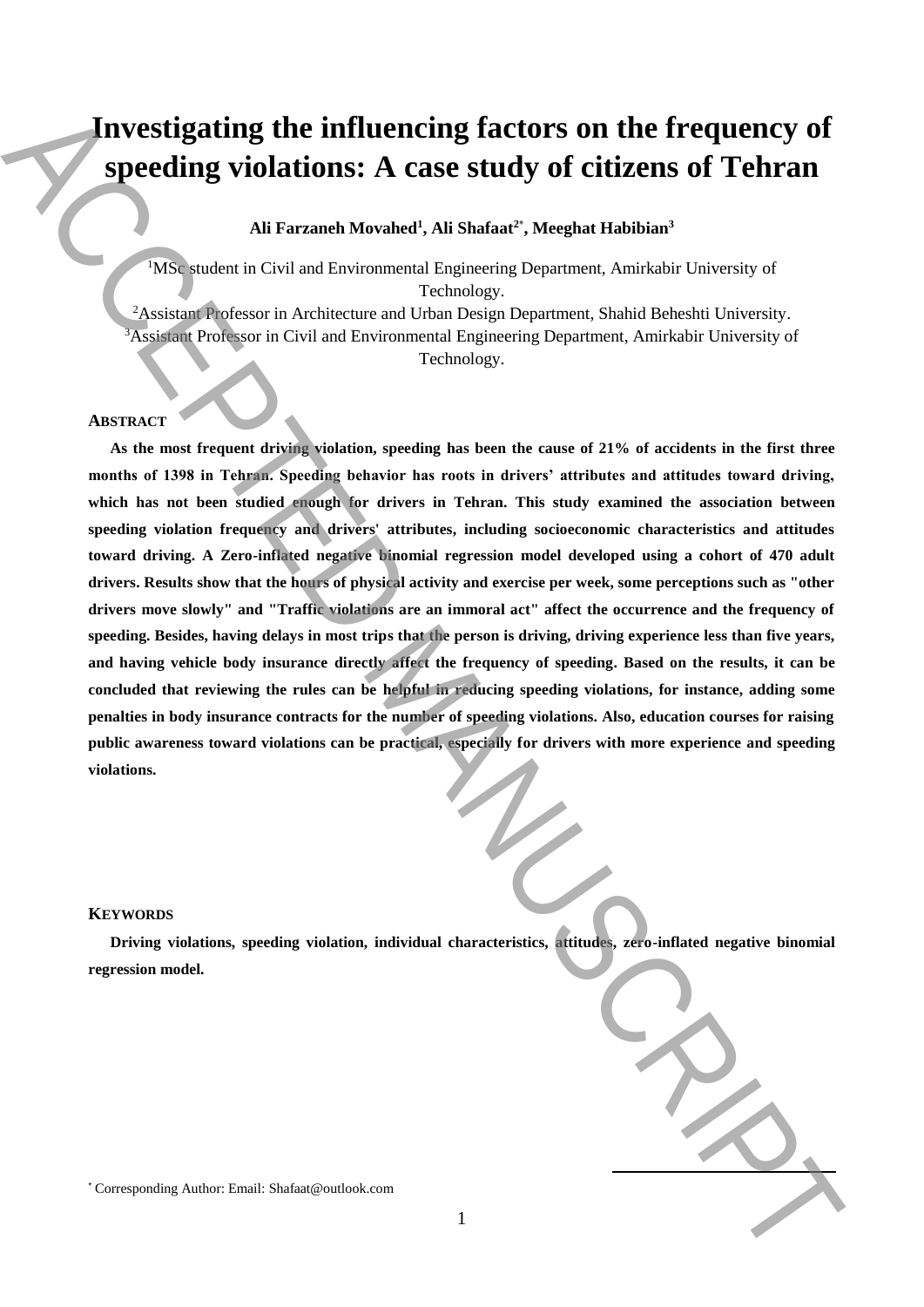# Investigating the influencing factors on the frequency of speeding violations: A case study of citizens of Tehran

**Ali Farzaneh Movahed[1], Ali Shafaat[2*], Meeghat Habibian[3]**

[1]MSc student in Civil and Environmental Engineering Department, Amirkabir University of Technology.

[2]Assistant Professor in Architecture and Urban Design Department, Shahid Beheshti University.

[3]Assistant Professor in Civil and Environmental Engineering Department, Amirkabir University of Technology.

## ABSTRACT

**As the most frequent driving violation, speeding has been the cause of 21% of accidents in the first three months of 1398 in Tehran. Speeding behavior has roots in drivers' attributes and attitudes toward driving, which has not been studied enough for drivers in Tehran. This study examined the association between speeding violation frequency and drivers' attributes, including socioeconomic characteristics and attitudes toward driving. A Zero-inflated negative binomial regression model developed using a cohort of 470 adult drivers. Results show that the hours of physical activity and exercise per week, some perceptions such as "other drivers move slowly" and "Traffic violations are an immoral act" affect the occurrence and the frequency of speeding. Besides, having delays in most trips that the person is driving, driving experience less than five years, and having vehicle body insurance directly affect the frequency of speeding. Based on the results, it can be concluded that reviewing the rules can be helpful in reducing speeding violations, for instance, adding some penalties in body insurance contracts for the number of speeding violations. Also, education courses for raising public awareness toward violations can be practical, especially for drivers with more experience and speeding violations.**

## KEYWORDS

**Driving violations, speeding violation, individual characteristics, attitudes, zero-inflated negative binomial regression model.**

[*] Corresponding Author: Email: Shafaat@outlook.com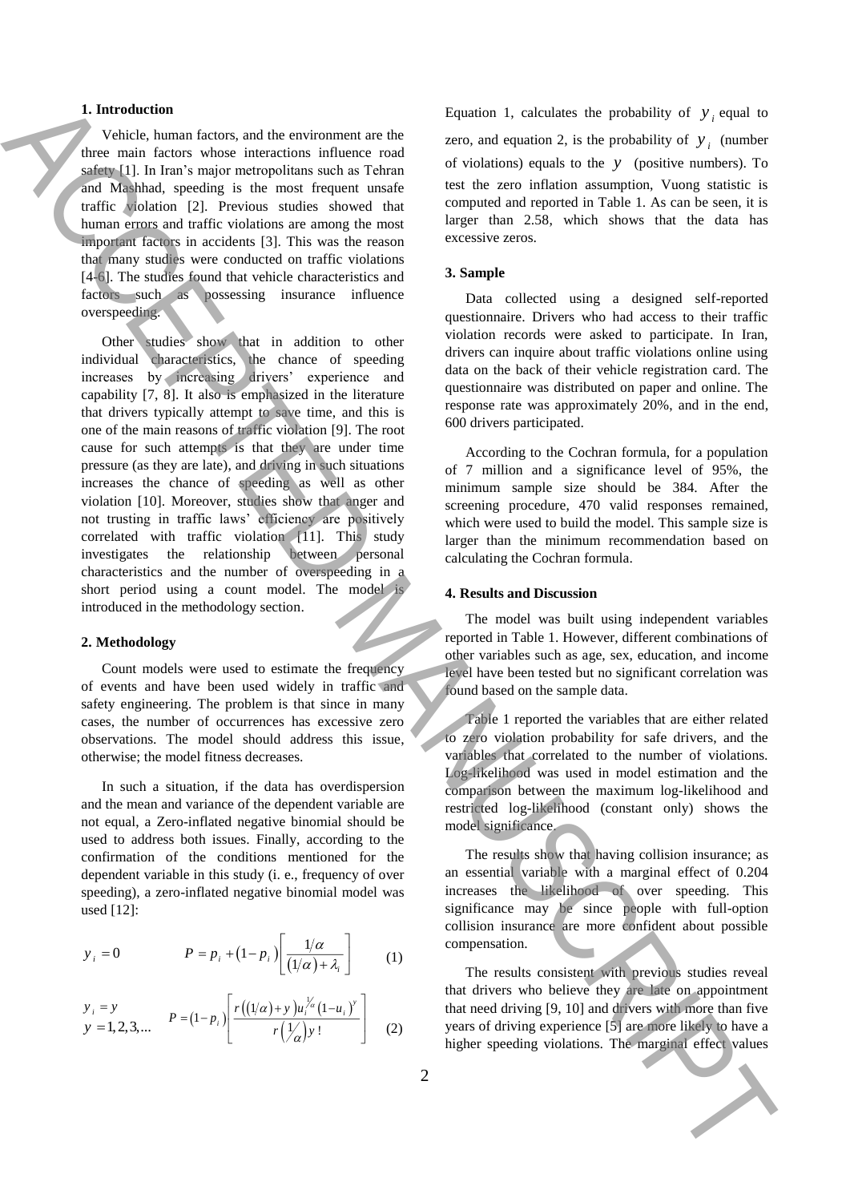## 1. Introduction

Vehicle, human factors, and the environment are the three main factors whose interactions influence road safety [1]. In Iran's major metropolitans such as Tehran and Mashhad, speeding is the most frequent unsafe traffic violation [2]. Previous studies showed that human errors and traffic violations are among the most important factors in accidents [3]. This was the reason that many studies were conducted on traffic violations [4-6]. The studies found that vehicle characteristics and factors such as possessing insurance influence overspeeding.

Other studies show that in addition to other individual characteristics, the chance of speeding increases by increasing drivers' experience and capability [7, 8]. It also is emphasized in the literature that drivers typically attempt to save time, and this is one of the main reasons of traffic violation [9]. The root cause for such attempts is that they are under time pressure (as they are late), and driving in such situations increases the chance of speeding as well as other violation [10]. Moreover, studies show that anger and not trusting in traffic laws' efficiency are positively correlated with traffic violation [11]. This study investigates the relationship between personal characteristics and the number of overspeeding in a short period using a count model. The model is introduced in the methodology section.

## 2. Methodology

Count models were used to estimate the frequency of events and have been used widely in traffic and safety engineering. The problem is that since in many cases, the number of occurrences has excessive zero observations. The model should address this issue, otherwise; the model fitness decreases.

In such a situation, if the data has overdispersion and the mean and variance of the dependent variable are not equal, a Zero-inflated negative binomial should be used to address both issues. Finally, according to the confirmation of the conditions mentioned for the dependent variable in this study (i. e., frequency of over speeding), a zero-inflated negative binomial model was used [12]:

$$y_i = 0 \qquad P = p_i + (1-p_i)\left[\frac{1/\alpha}{(1/\alpha)+\lambda_i}\right] \qquad (1)$$

$$y_i = y,\; y = 1,2,3,... \qquad P = (1-p_i)\left[\frac{r\left((1/\alpha)+y\right)u_i^{1/\alpha}(1-u_i)^y}{r\left(1/\alpha\right)y!}\right] \qquad (2)$$

Equation 1, calculates the probability of $y_i$ equal to zero, and equation 2, is the probability of $y_i$ (number of violations) equals to the $y$ (positive numbers). To test the zero inflation assumption, Vuong statistic is computed and reported in Table 1. As can be seen, it is larger than 2.58, which shows that the data has excessive zeros.

## 3. Sample

Data collected using a designed self-reported questionnaire. Drivers who had access to their traffic violation records were asked to participate. In Iran, drivers can inquire about traffic violations online using data on the back of their vehicle registration card. The questionnaire was distributed on paper and online. The response rate was approximately 20%, and in the end, 600 drivers participated.

According to the Cochran formula, for a population of 7 million and a significance level of 95%, the minimum sample size should be 384. After the screening procedure, 470 valid responses remained, which were used to build the model. This sample size is larger than the minimum recommendation based on calculating the Cochran formula.

## 4. Results and Discussion

The model was built using independent variables reported in Table 1. However, different combinations of other variables such as age, sex, education, and income level have been tested but no significant correlation was found based on the sample data.

Table 1 reported the variables that are either related to zero violation probability for safe drivers, and the variables that correlated to the number of violations. Log-likelihood was used in model estimation and the comparison between the maximum log-likelihood and restricted log-likelihood (constant only) shows the model significance.

The results show that having collision insurance; as an essential variable with a marginal effect of 0.204 increases the likelihood of over speeding. This significance may be since people with full-option collision insurance are more confident about possible compensation.

The results consistent with previous studies reveal that drivers who believe they are late on appointment that need driving [9, 10] and drivers with more than five years of driving experience [5] are more likely to have a higher speeding violations. The marginal effect values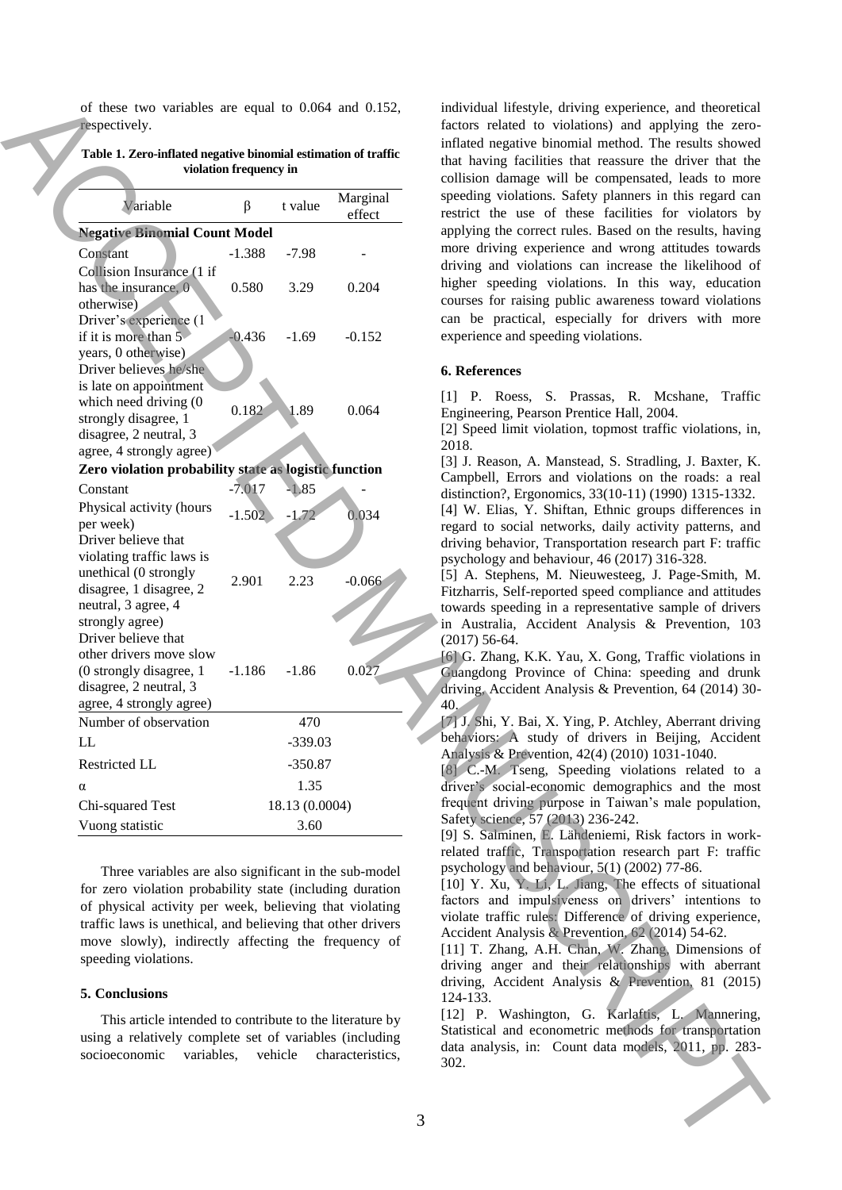of these two variables are equal to 0.064 and 0.152, respectively.

**Table 1. Zero-inflated negative binomial estimation of traffic violation frequency in**

| Variable | β | t value | Marginal effect |
|---|---|---|---|
| **Negative Binomial Count Model** | | | |
| Constant | -1.388 | -7.98 | - |
| Collision Insurance (1 if has the insurance, 0 otherwise) | 0.580 | 3.29 | 0.204 |
| Driver's experience (1 if it is more than 5 years, 0 otherwise) | -0.436 | -1.69 | -0.152 |
| Driver believes he/she is late on appointment which need driving (0 strongly disagree, 1 disagree, 2 neutral, 3 agree, 4 strongly agree) | 0.182 | 1.89 | 0.064 |
| **Zero violation probability state as logistic function** | | | |
| Constant | -7.017 | -1.85 | - |
| Physical activity (hours per week) | -1.502 | -1.72 | 0.034 |
| Driver believe that violating traffic laws is unethical (0 strongly disagree, 1 disagree, 2 neutral, 3 agree, 4 strongly agree) | 2.901 | 2.23 | -0.066 |
| Driver believe that other drivers move slow (0 strongly disagree, 1 disagree, 2 neutral, 3 agree, 4 strongly agree) | -1.186 | -1.86 | 0.027 |
| Number of observation | 470 | | |
| LL | -339.03 | | |
| Restricted LL | -350.87 | | |
| α | 1.35 | | |
| Chi-squared Test | 18.13 (0.0004) | | |
| Vuong statistic | 3.60 | | |

Three variables are also significant in the sub-model for zero violation probability state (including duration of physical activity per week, believing that violating traffic laws is unethical, and believing that other drivers move slowly), indirectly affecting the frequency of speeding violations.

## 5. Conclusions

This article intended to contribute to the literature by using a relatively complete set of variables (including socioeconomic variables, vehicle characteristics, individual lifestyle, driving experience, and theoretical factors related to violations) and applying the zero-inflated negative binomial method. The results showed that having facilities that reassure the driver that the collision damage will be compensated, leads to more speeding violations. Safety planners in this regard can restrict the use of these facilities for violators by applying the correct rules. Based on the results, having more driving experience and wrong attitudes towards driving and violations can increase the likelihood of higher speeding violations. In this way, education courses for raising public awareness toward violations can be practical, especially for drivers with more experience and speeding violations.

## 6. References

[1] P. Roess, S. Prassas, R. Mcshane, Traffic Engineering, Pearson Prentice Hall, 2004.

[2] Speed limit violation, topmost traffic violations, in, 2018.

[3] J. Reason, A. Manstead, S. Stradling, J. Baxter, K. Campbell, Errors and violations on the roads: a real distinction?, Ergonomics, 33(10-11) (1990) 1315-1332.

[4] W. Elias, Y. Shiftan, Ethnic groups differences in regard to social networks, daily activity patterns, and driving behavior, Transportation research part F: traffic psychology and behaviour, 46 (2017) 316-328.

[5] A. Stephens, M. Nieuwesteeg, J. Page-Smith, M. Fitzharris, Self-reported speed compliance and attitudes towards speeding in a representative sample of drivers in Australia, Accident Analysis & Prevention, 103 (2017) 56-64.

[6] G. Zhang, K.K. Yau, X. Gong, Traffic violations in Guangdong Province of China: speeding and drunk driving, Accident Analysis & Prevention, 64 (2014) 30-40.

[7] J. Shi, Y. Bai, X. Ying, P. Atchley, Aberrant driving behaviors: A study of drivers in Beijing, Accident Analysis & Prevention, 42(4) (2010) 1031-1040.

[8] C.-M. Tseng, Speeding violations related to a driver's social-economic demographics and the most frequent driving purpose in Taiwan's male population, Safety science, 57 (2013) 236-242.

[9] S. Salminen, E. Lähdeniemi, Risk factors in work-related traffic, Transportation research part F: traffic psychology and behaviour, 5(1) (2002) 77-86.

[10] Y. Xu, Y. Li, L. Jiang, The effects of situational factors and impulsiveness on drivers' intentions to violate traffic rules: Difference of driving experience, Accident Analysis & Prevention, 62 (2014) 54-62.

[11] T. Zhang, A.H. Chan, W. Zhang, Dimensions of driving anger and their relationships with aberrant driving, Accident Analysis & Prevention, 81 (2015) 124-133.

[12] P. Washington, G. Karlaftis, L. Mannering, Statistical and econometric methods for transportation data analysis, in: Count data models, 2011, pp. 283-302.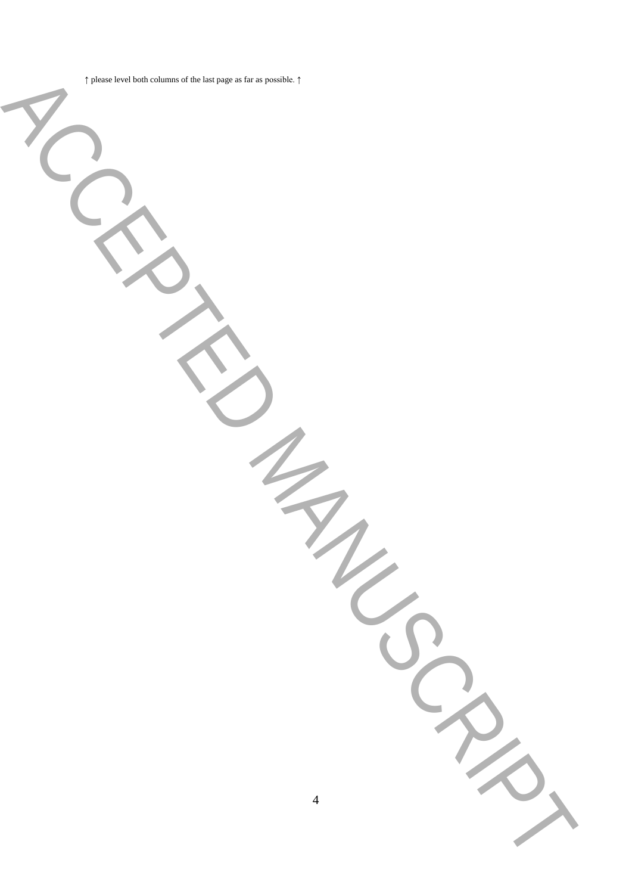↑ please level both columns of the last page as far as possible. ↑